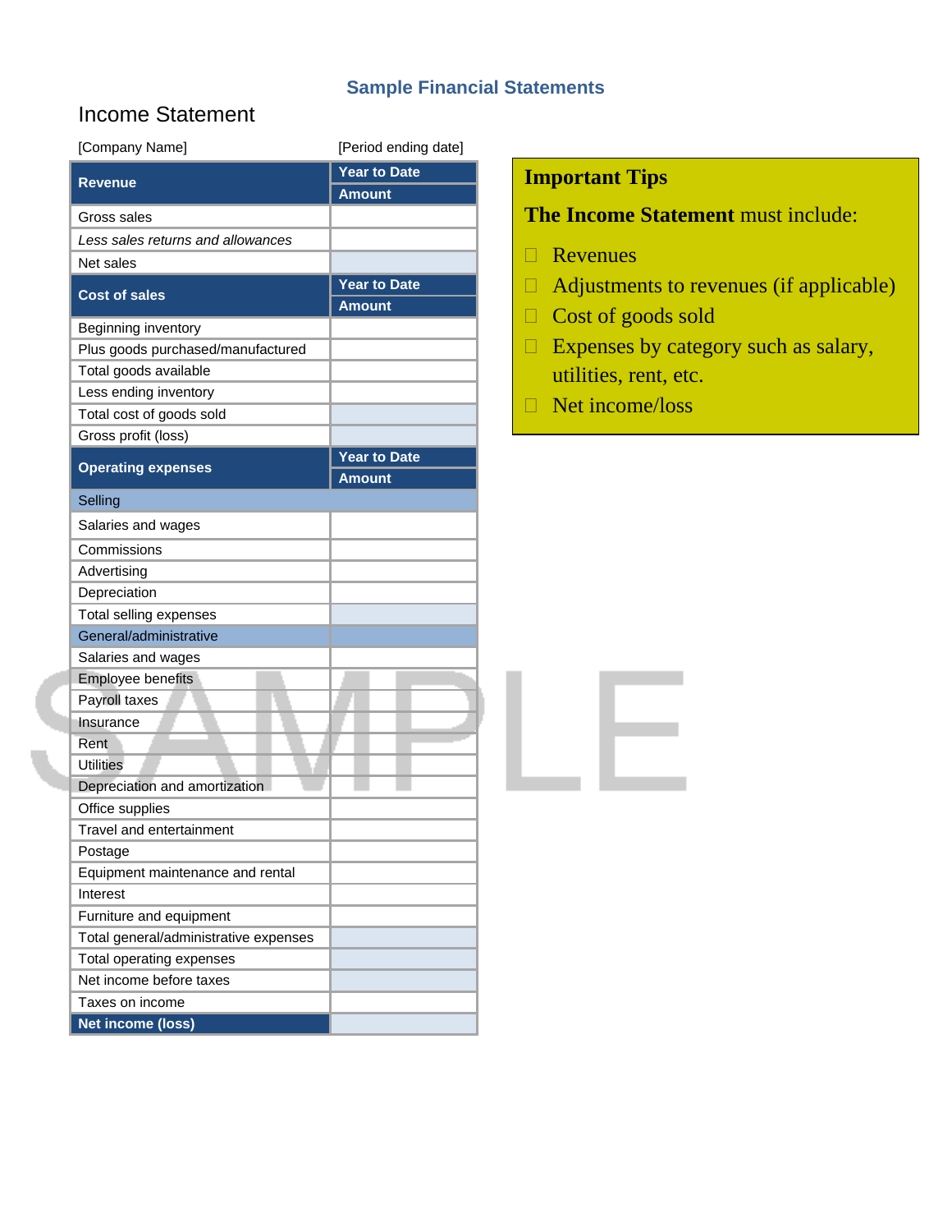# Sample Financial Statements

## Income Statement

[Company Name] [Period ending date]

| Revenue | Year to Date Amount |
|---|---|
| Gross sales | |
| *Less sales returns and allowances* | |
| Net sales | |
| **Cost of sales** | **Year to Date Amount** |
| Beginning inventory | |
| Plus goods purchased/manufactured | |
| Total goods available | |
| Less ending inventory | |
| Total cost of goods sold | |
| Gross profit (loss) | |
| **Operating expenses** | **Year to Date Amount** |
| Selling | |
| Salaries and wages | |
| Commissions | |
| Advertising | |
| Depreciation | |
| Total selling expenses | |
| General/administrative | |
| Salaries and wages | |
| Employee benefits | |
| Payroll taxes | |
| Insurance | |
| Rent | |
| Utilities | |
| Depreciation and amortization | |
| Office supplies | |
| Travel and entertainment | |
| Postage | |
| Equipment maintenance and rental | |
| Interest | |
| Furniture and equipment | |
| Total general/administrative expenses | |
| Total operating expenses | |
| Net income before taxes | |
| Taxes on income | |
| **Net income (loss)** | |

**Important Tips**

**The Income Statement** must include:

- Revenues
- Adjustments to revenues (if applicable)
- Cost of goods sold
- Expenses by category such as salary, utilities, rent, etc.
- Net income/loss

SAMPLE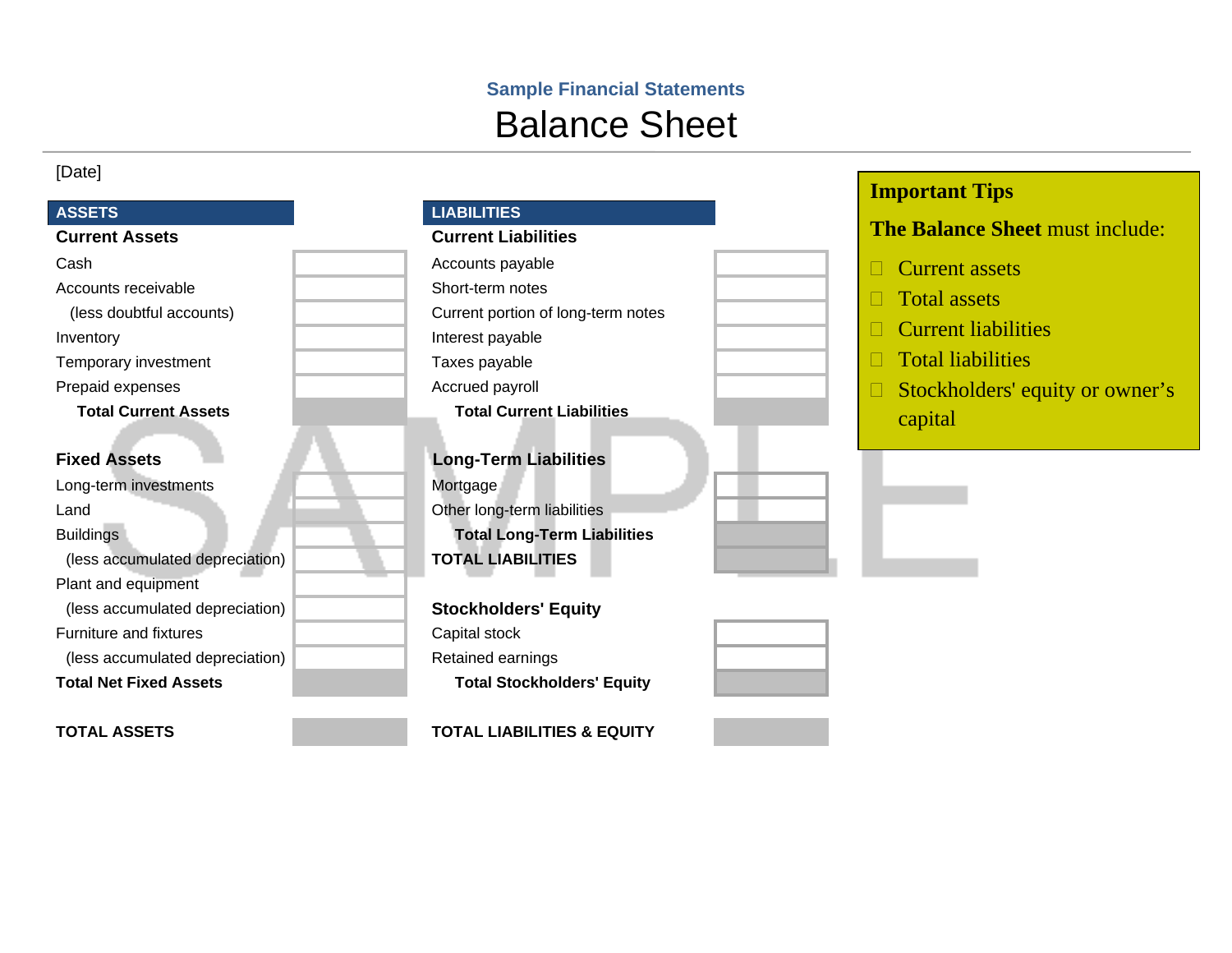**Sample Financial Statements**

# Balance Sheet

[Date]

| ASSETS | |
|---|---|
| **Current Assets** | |
| Cash | |
| Accounts receivable | |
| (less doubtful accounts) | |
| Inventory | |
| Temporary investment | |
| Prepaid expenses | |
| **Total Current Assets** | |
| | |
| **Fixed Assets** | |
| Long-term investments | |
| Land | |
| Buildings | |
| (less accumulated depreciation) | |
| Plant and equipment | |
| (less accumulated depreciation) | |
| Furniture and fixtures | |
| (less accumulated depreciation) | |
| **Total Net Fixed Assets** | |
| | |
| **TOTAL ASSETS** | |

| LIABILITIES | |
|---|---|
| **Current Liabilities** | |
| Accounts payable | |
| Short-term notes | |
| Current portion of long-term notes | |
| Interest payable | |
| Taxes payable | |
| Accrued payroll | |
| **Total Current Liabilities** | |
| | |
| **Long-Term Liabilities** | |
| Mortgage | |
| Other long-term liabilities | |
| **Total Long-Term Liabilities** | |
| **TOTAL LIABILITIES** | |
| | |
| **Stockholders' Equity** | |
| Capital stock | |
| Retained earnings | |
| **Total Stockholders' Equity** | |
| | |
| **TOTAL LIABILITIES & EQUITY** | |

**Important Tips**

**The Balance Sheet** must include:

- Current assets
- Total assets
- Current liabilities
- Total liabilities
- Stockholders' equity or owner's capital

SAMPLE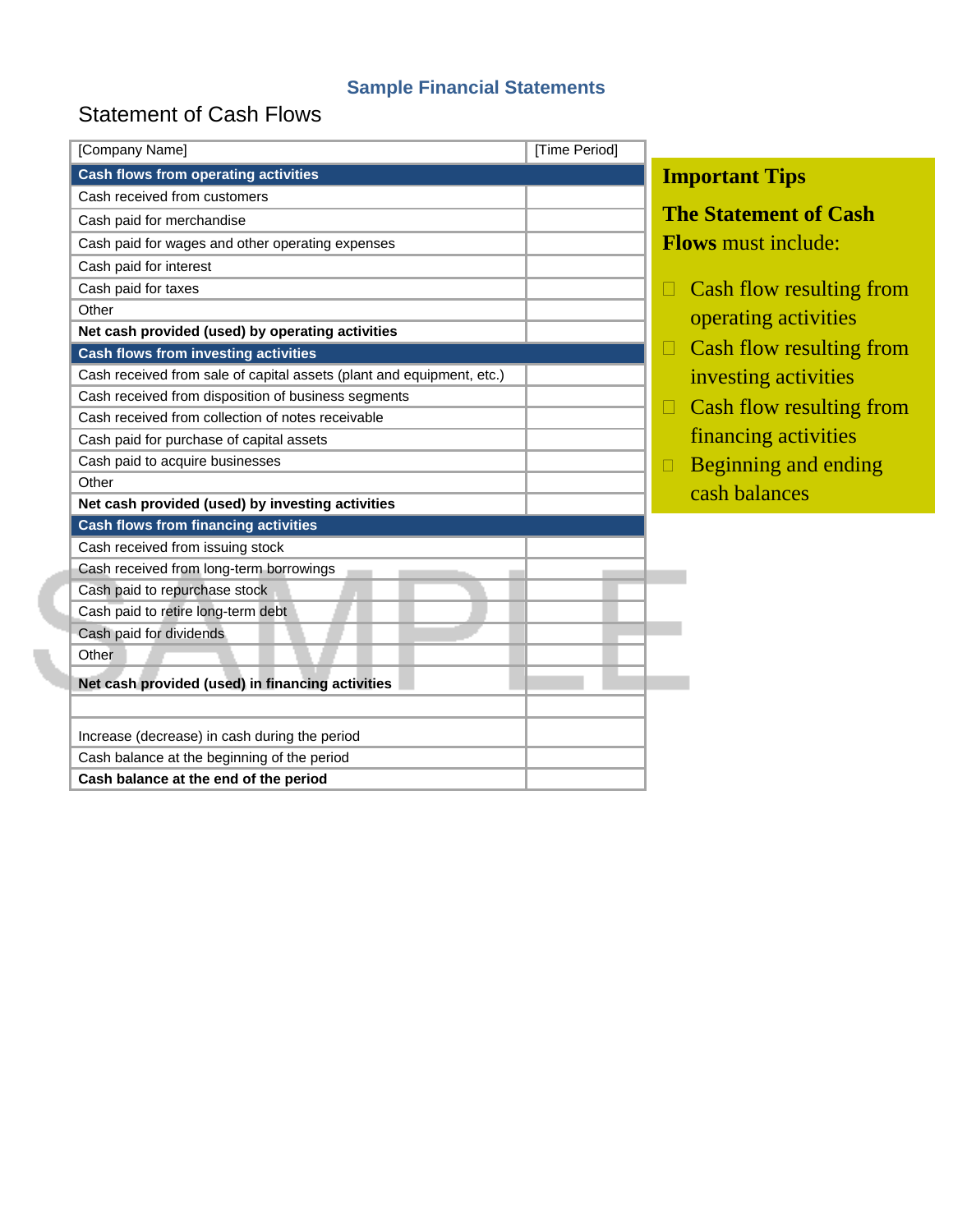## Sample Financial Statements

### Statement of Cash Flows

| [Company Name] | [Time Period] |
|---|---|
| **Cash flows from operating activities** | |
| Cash received from customers | |
| Cash paid for merchandise | |
| Cash paid for wages and other operating expenses | |
| Cash paid for interest | |
| Cash paid for taxes | |
| Other | |
| **Net cash provided (used) by operating activities** | |
| **Cash flows from investing activities** | |
| Cash received from sale of capital assets (plant and equipment, etc.) | |
| Cash received from disposition of business segments | |
| Cash received from collection of notes receivable | |
| Cash paid for purchase of capital assets | |
| Cash paid to acquire businesses | |
| Other | |
| **Net cash provided (used) by investing activities** | |
| **Cash flows from financing activities** | |
| Cash received from issuing stock | |
| Cash received from long-term borrowings | |
| Cash paid to repurchase stock | |
| Cash paid to retire long-term debt | |
| Cash paid for dividends | |
| Other | |
| **Net cash provided (used) in financing activities** | |
| | |
| Increase (decrease) in cash during the period | |
| Cash balance at the beginning of the period | |
| **Cash balance at the end of the period** | |

**Important Tips**

**The Statement of Cash Flows** must include:

- Cash flow resulting from operating activities
- Cash flow resulting from investing activities
- Cash flow resulting from financing activities
- Beginning and ending cash balances

SAMPLE